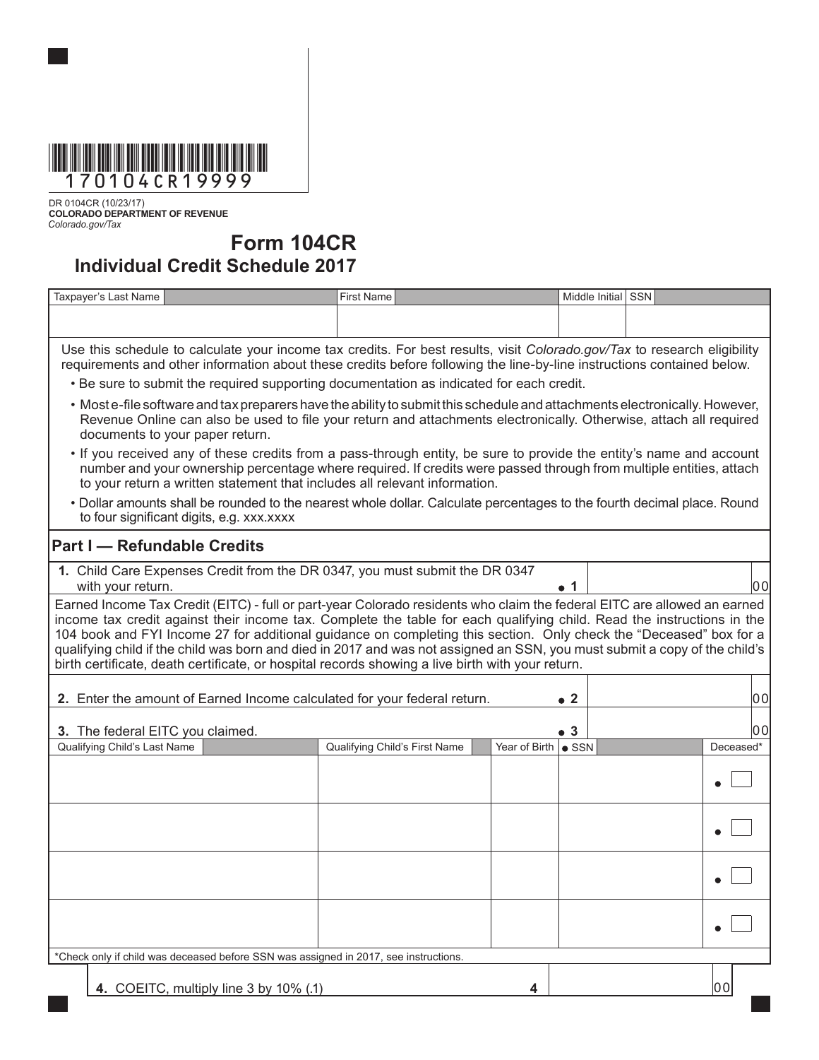170104CR19999

DR 0104CR (10/23/17)
**COLORADO DEPARTMENT OF REVENUE**
*Colorado.gov/Tax*

# Form 104CR
## Individual Credit Schedule 2017

| Taxpayer's Last Name | First Name | Middle Initial | SSN |
|---|---|---|---|
| | | | |

Use this schedule to calculate your income tax credits. For best results, visit *Colorado.gov/Tax* to research eligibility requirements and other information about these credits before following the line-by-line instructions contained below.

- Be sure to submit the required supporting documentation as indicated for each credit.
- Most e-file software and tax preparers have the ability to submit this schedule and attachments electronically. However, Revenue Online can also be used to file your return and attachments electronically. Otherwise, attach all required documents to your paper return.
- If you received any of these credits from a pass-through entity, be sure to provide the entity's name and account number and your ownership percentage where required. If credits were passed through from multiple entities, attach to your return a written statement that includes all relevant information.
- Dollar amounts shall be rounded to the nearest whole dollar. Calculate percentages to the fourth decimal place. Round to four significant digits, e.g. xxx.xxxx

## Part I — Refundable Credits

**1.** Child Care Expenses Credit from the DR 0347, you must submit the DR 0347 with your return. • **1** | 00

Earned Income Tax Credit (EITC) - full or part-year Colorado residents who claim the federal EITC are allowed an earned income tax credit against their income tax. Complete the table for each qualifying child. Read the instructions in the 104 book and FYI Income 27 for additional guidance on completing this section. Only check the "Deceased" box for a qualifying child if the child was born and died in 2017 and was not assigned an SSN, you must submit a copy of the child's birth certificate, death certificate, or hospital records showing a live birth with your return.

**2.** Enter the amount of Earned Income calculated for your federal return. • **2** | 00

**3.** The federal EITC you claimed. • **3** | 00

| Qualifying Child's Last Name | Qualifying Child's First Name | Year of Birth | • SSN | Deceased* |
|---|---|---|---|---|
| | | | | • ☐ |
| | | | | • ☐ |
| | | | | • ☐ |
| | | | | • ☐ |

*Check only if child was deceased before SSN was assigned in 2017, see instructions.

**4.** COEITC, multiply line 3 by 10% (.1) **4** | 00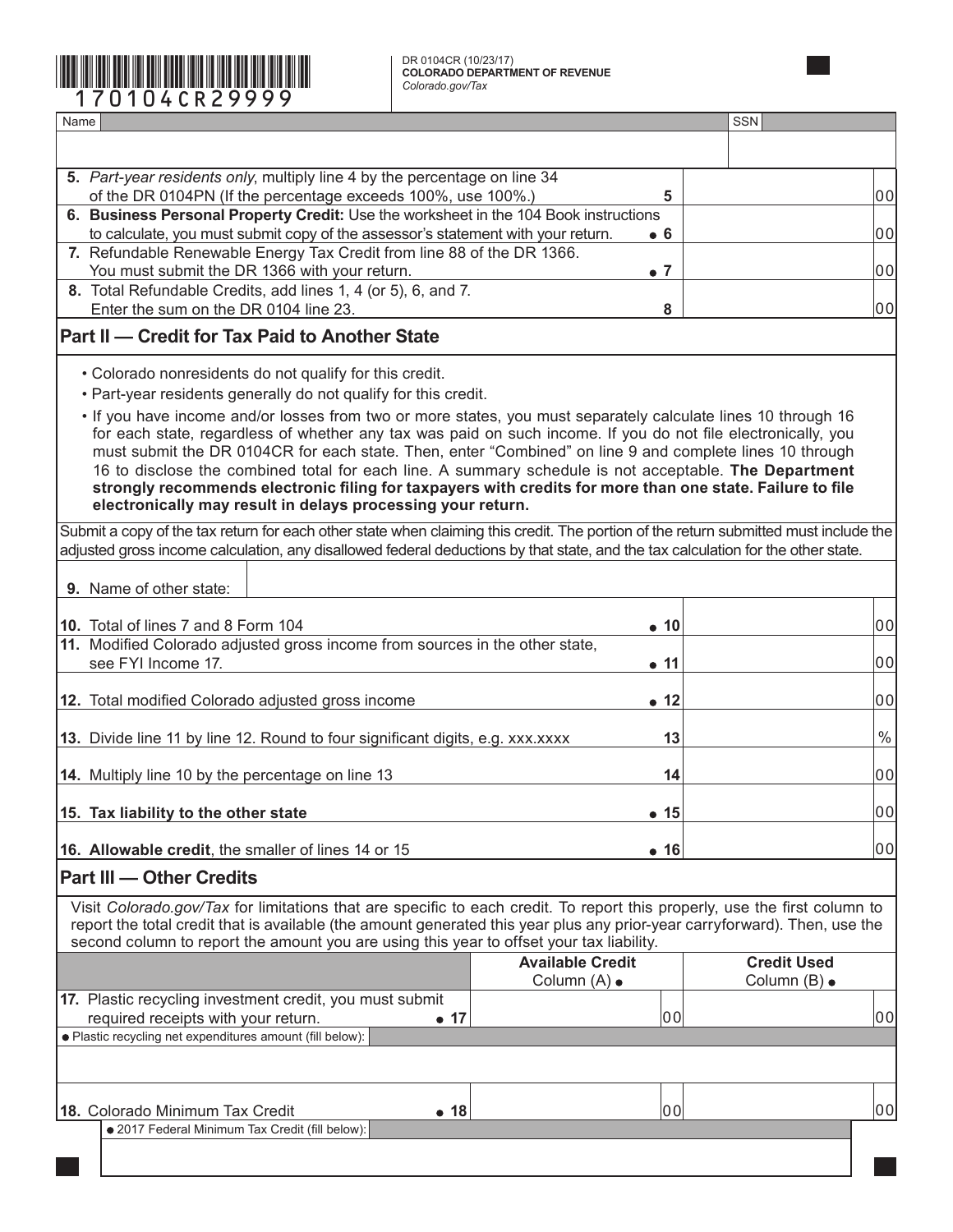170104CR29999

DR 0104CR (10/23/17)
**COLORADO DEPARTMENT OF REVENUE**
*Colorado.gov/Tax*

| Name | SSN |
|---|---|
| | |

| Line | Description | | Amount |
|---|---|---|---|
| **5.** | *Part-year residents only*, multiply line 4 by the percentage on line 34 of the DR 0104PN (If the percentage exceeds 100%, use 100%.) | 5 | 00 |
| **6.** | **Business Personal Property Credit:** Use the worksheet in the 104 Book instructions to calculate, you must submit copy of the assessor's statement with your return. | • 6 | 00 |
| **7.** | Refundable Renewable Energy Tax Credit from line 88 of the DR 1366. You must submit the DR 1366 with your return. | • 7 | 00 |
| **8.** | Total Refundable Credits, add lines 1, 4 (or 5), 6, and 7. Enter the sum on the DR 0104 line 23. | 8 | 00 |

## Part II — Credit for Tax Paid to Another State

- Colorado nonresidents do not qualify for this credit.
- Part-year residents generally do not qualify for this credit.
- If you have income and/or losses from two or more states, you must separately calculate lines 10 through 16 for each state, regardless of whether any tax was paid on such income. If you do not file electronically, you must submit the DR 0104CR for each state. Then, enter "Combined" on line 9 and complete lines 10 through 16 to disclose the combined total for each line. A summary schedule is not acceptable. **The Department strongly recommends electronic filing for taxpayers with credits for more than one state. Failure to file electronically may result in delays processing your return.**

Submit a copy of the tax return for each other state when claiming this credit. The portion of the return submitted must include the adjusted gross income calculation, any disallowed federal deductions by that state, and the tax calculation for the other state.

**9.** Name of other state: ____________

| Line | Description | | Amount |
|---|---|---|---|
| **10.** | Total of lines 7 and 8 Form 104 | • 10 | 00 |
| **11.** | Modified Colorado adjusted gross income from sources in the other state, see FYI Income 17. | • 11 | 00 |
| **12.** | Total modified Colorado adjusted gross income | • 12 | 00 |
| **13.** | Divide line 11 by line 12. Round to four significant digits, e.g. xxx.xxxx | 13 | % |
| **14.** | Multiply line 10 by the percentage on line 13 | 14 | 00 |
| **15.** | **Tax liability to the other state** | • 15 | 00 |
| **16.** | **Allowable credit**, the smaller of lines 14 or 15 | • 16 | 00 |

## Part III — Other Credits

Visit *Colorado.gov/Tax* for limitations that are specific to each credit. To report this properly, use the first column to report the total credit that is available (the amount generated this year plus any prior-year carryforward). Then, use the second column to report the amount you are using this year to offset your tax liability.

| | | Available Credit Column (A) • | Credit Used Column (B) • |
|---|---|---|---|
| **17.** Plastic recycling investment credit, you must submit required receipts with your return. | • 17 | 00 | 00 |
| • Plastic recycling net expenditures amount (fill below): | | | |
| | | | |
| **18.** Colorado Minimum Tax Credit | • 18 | 00 | 00 |
| • 2017 Federal Minimum Tax Credit (fill below): | | | |
| | | | |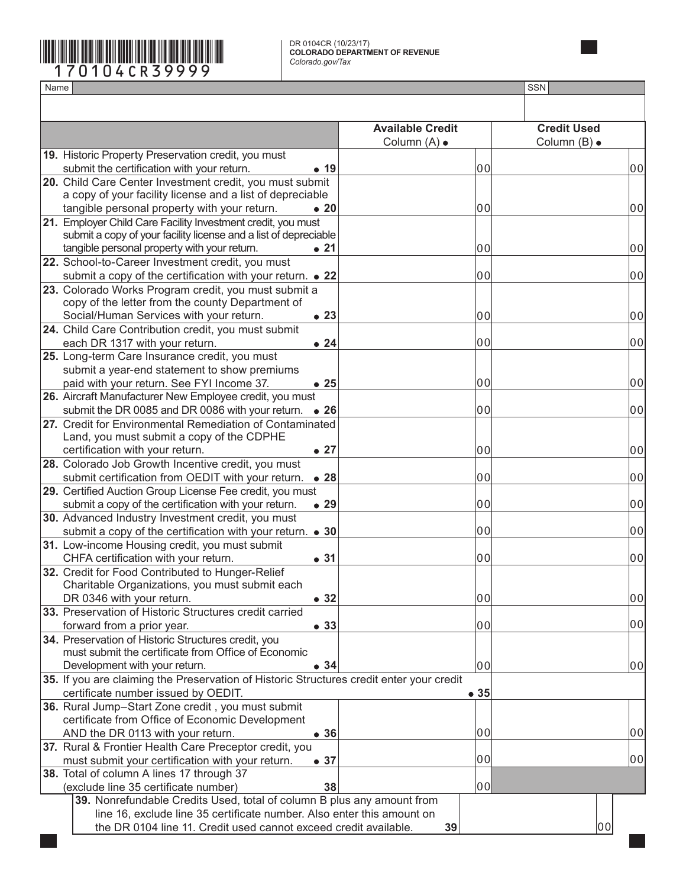170104CR39999

DR 0104CR (10/23/17)
**COLORADO DEPARTMENT OF REVENUE**
*Colorado.gov/Tax*

| Name | SSN |
|---|---|
| | |

| | Available Credit Column (A) • | Credit Used Column (B) • |
|---|---|---|
| **19.** Historic Property Preservation credit, you must submit the certification with your return. • **19** | 00 | 00 |
| **20.** Child Care Center Investment credit, you must submit a copy of your facility license and a list of depreciable tangible personal property with your return. • **20** | 00 | 00 |
| **21.** Employer Child Care Facility Investment credit, you must submit a copy of your facility license and a list of depreciable tangible personal property with your return. • **21** | 00 | 00 |
| **22.** School-to-Career Investment credit, you must submit a copy of the certification with your return. • **22** | 00 | 00 |
| **23.** Colorado Works Program credit, you must submit a copy of the letter from the county Department of Social/Human Services with your return. • **23** | 00 | 00 |
| **24.** Child Care Contribution credit, you must submit each DR 1317 with your return. • **24** | 00 | 00 |
| **25.** Long-term Care Insurance credit, you must submit a year-end statement to show premiums paid with your return. See FYI Income 37. • **25** | 00 | 00 |
| **26.** Aircraft Manufacturer New Employee credit, you must submit the DR 0085 and DR 0086 with your return. • **26** | 00 | 00 |
| **27.** Credit for Environmental Remediation of Contaminated Land, you must submit a copy of the CDPHE certification with your return. • **27** | 00 | 00 |
| **28.** Colorado Job Growth Incentive credit, you must submit certification from OEDIT with your return. • **28** | 00 | 00 |
| **29.** Certified Auction Group License Fee credit, you must submit a copy of the certification with your return. • **29** | 00 | 00 |
| **30.** Advanced Industry Investment credit, you must submit a copy of the certification with your return. • **30** | 00 | 00 |
| **31.** Low-income Housing credit, you must submit CHFA certification with your return. • **31** | 00 | 00 |
| **32.** Credit for Food Contributed to Hunger-Relief Charitable Organizations, you must submit each DR 0346 with your return. • **32** | 00 | 00 |
| **33.** Preservation of Historic Structures credit carried forward from a prior year. • **33** | 00 | 00 |
| **34.** Preservation of Historic Structures credit, you must submit the certificate from Office of Economic Development with your return. • **34** | 00 | 00 |
| **35.** If you are claiming the Preservation of Historic Structures credit enter your credit certificate number issued by OEDIT. • **35** | | |
| **36.** Rural Jump–Start Zone credit , you must submit certificate from Office of Economic Development AND the DR 0113 with your return. • **36** | 00 | 00 |
| **37.** Rural & Frontier Health Care Preceptor credit, you must submit your certification with your return. • **37** | 00 | 00 |
| **38.** Total of column A lines 17 through 37 (exclude line 35 certificate number) **38** | 00 | |
| **39.** Nonrefundable Credits Used, total of column B plus any amount from line 16, exclude line 35 certificate number. Also enter this amount on the DR 0104 line 11. Credit used cannot exceed credit available. **39** | | 00 |